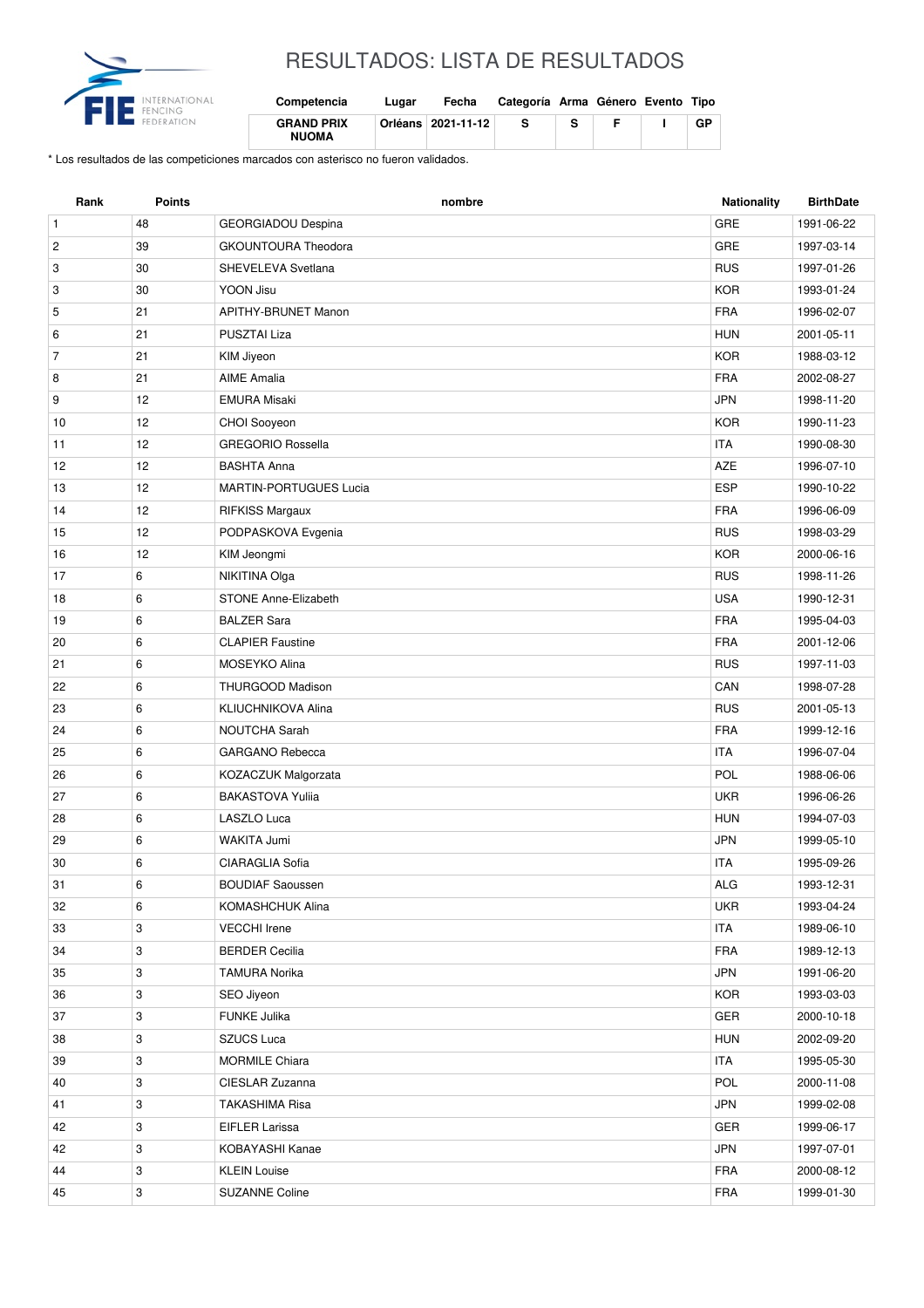# RESULTADOS: LISTA DE RESULTADOS

| Competencia | Lugar | Fecha | Categoría | Arma | Género | Evento | Tipo |
|---|---|---|---|---|---|---|---|
| GRAND PRIX NUOMA | Orléans | 2021-11-12 | S | S | F | I | GP |

* Los resultados de las competiciones marcados con asterisco no fueron validados.

| Rank | Points | nombre | Nationality | BirthDate |
|---|---|---|---|---|
| 1 | 48 | GEORGIADOU Despina | GRE | 1991-06-22 |
| 2 | 39 | GKOUNTOURA Theodora | GRE | 1997-03-14 |
| 3 | 30 | SHEVELEVA Svetlana | RUS | 1997-01-26 |
| 3 | 30 | YOON Jisu | KOR | 1993-01-24 |
| 5 | 21 | APITHY-BRUNET Manon | FRA | 1996-02-07 |
| 6 | 21 | PUSZTAI Liza | HUN | 2001-05-11 |
| 7 | 21 | KIM Jiyeon | KOR | 1988-03-12 |
| 8 | 21 | AIME Amalia | FRA | 2002-08-27 |
| 9 | 12 | EMURA Misaki | JPN | 1998-11-20 |
| 10 | 12 | CHOI Sooyeon | KOR | 1990-11-23 |
| 11 | 12 | GREGORIO Rossella | ITA | 1990-08-30 |
| 12 | 12 | BASHTA Anna | AZE | 1996-07-10 |
| 13 | 12 | MARTIN-PORTUGUES Lucia | ESP | 1990-10-22 |
| 14 | 12 | RIFKISS Margaux | FRA | 1996-06-09 |
| 15 | 12 | PODPASKOVA Evgenia | RUS | 1998-03-29 |
| 16 | 12 | KIM Jeongmi | KOR | 2000-06-16 |
| 17 | 6 | NIKITINA Olga | RUS | 1998-11-26 |
| 18 | 6 | STONE Anne-Elizabeth | USA | 1990-12-31 |
| 19 | 6 | BALZER Sara | FRA | 1995-04-03 |
| 20 | 6 | CLAPIER Faustine | FRA | 2001-12-06 |
| 21 | 6 | MOSEYKO Alina | RUS | 1997-11-03 |
| 22 | 6 | THURGOOD Madison | CAN | 1998-07-28 |
| 23 | 6 | KLIUCHNIKOVA Alina | RUS | 2001-05-13 |
| 24 | 6 | NOUTCHA Sarah | FRA | 1999-12-16 |
| 25 | 6 | GARGANO Rebecca | ITA | 1996-07-04 |
| 26 | 6 | KOZACZUK Malgorzata | POL | 1988-06-06 |
| 27 | 6 | BAKASTOVA Yuliia | UKR | 1996-06-26 |
| 28 | 6 | LASZLO Luca | HUN | 1994-07-03 |
| 29 | 6 | WAKITA Jumi | JPN | 1999-05-10 |
| 30 | 6 | CIARAGLIA Sofia | ITA | 1995-09-26 |
| 31 | 6 | BOUDIAF Saoussen | ALG | 1993-12-31 |
| 32 | 6 | KOMASHCHUK Alina | UKR | 1993-04-24 |
| 33 | 3 | VECCHI Irene | ITA | 1989-06-10 |
| 34 | 3 | BERDER Cecilia | FRA | 1989-12-13 |
| 35 | 3 | TAMURA Norika | JPN | 1991-06-20 |
| 36 | 3 | SEO Jiyeon | KOR | 1993-03-03 |
| 37 | 3 | FUNKE Julika | GER | 2000-10-18 |
| 38 | 3 | SZUCS Luca | HUN | 2002-09-20 |
| 39 | 3 | MORMILE Chiara | ITA | 1995-05-30 |
| 40 | 3 | CIESLAR Zuzanna | POL | 2000-11-08 |
| 41 | 3 | TAKASHIMA Risa | JPN | 1999-02-08 |
| 42 | 3 | EIFLER Larissa | GER | 1999-06-17 |
| 42 | 3 | KOBAYASHI Kanae | JPN | 1997-07-01 |
| 44 | 3 | KLEIN Louise | FRA | 2000-08-12 |
| 45 | 3 | SUZANNE Coline | FRA | 1999-01-30 |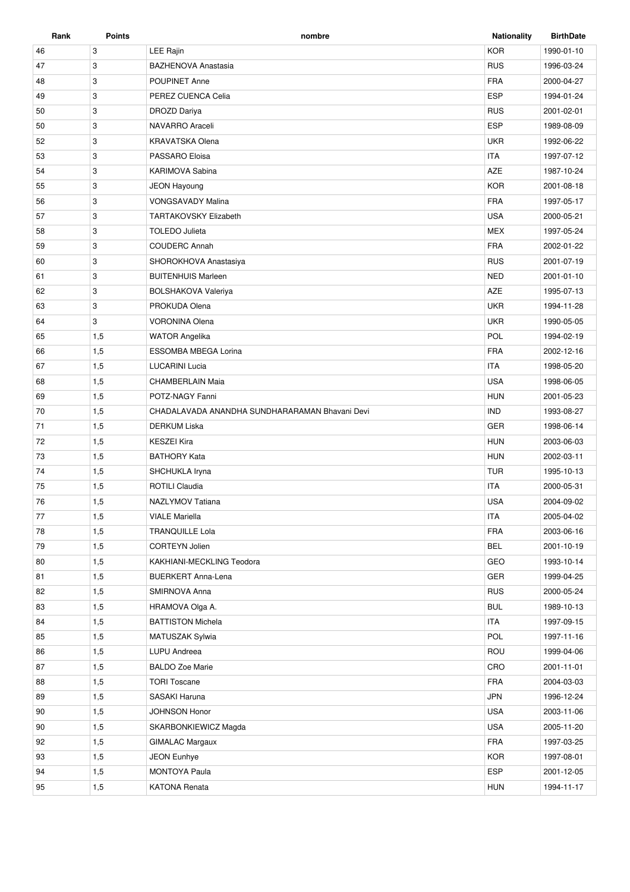| Rank | Points | nombre | Nationality | BirthDate |
| --- | --- | --- | --- | --- |
| 46 | 3 | LEE Rajin | KOR | 1990-01-10 |
| 47 | 3 | BAZHENOVA Anastasia | RUS | 1996-03-24 |
| 48 | 3 | POUPINET Anne | FRA | 2000-04-27 |
| 49 | 3 | PEREZ CUENCA Celia | ESP | 1994-01-24 |
| 50 | 3 | DROZD Dariya | RUS | 2001-02-01 |
| 50 | 3 | NAVARRO Araceli | ESP | 1989-08-09 |
| 52 | 3 | KRAVATSKA Olena | UKR | 1992-06-22 |
| 53 | 3 | PASSARO Eloisa | ITA | 1997-07-12 |
| 54 | 3 | KARIMOVA Sabina | AZE | 1987-10-24 |
| 55 | 3 | JEON Hayoung | KOR | 2001-08-18 |
| 56 | 3 | VONGSAVADY Malina | FRA | 1997-05-17 |
| 57 | 3 | TARTAKOVSKY Elizabeth | USA | 2000-05-21 |
| 58 | 3 | TOLEDO Julieta | MEX | 1997-05-24 |
| 59 | 3 | COUDERC Annah | FRA | 2002-01-22 |
| 60 | 3 | SHOROKHOVA Anastasiya | RUS | 2001-07-19 |
| 61 | 3 | BUITENHUIS Marleen | NED | 2001-01-10 |
| 62 | 3 | BOLSHAKOVA Valeriya | AZE | 1995-07-13 |
| 63 | 3 | PROKUDA Olena | UKR | 1994-11-28 |
| 64 | 3 | VORONINA Olena | UKR | 1990-05-05 |
| 65 | 1,5 | WATOR Angelika | POL | 1994-02-19 |
| 66 | 1,5 | ESSOMBA MBEGA Lorina | FRA | 2002-12-16 |
| 67 | 1,5 | LUCARINI Lucia | ITA | 1998-05-20 |
| 68 | 1,5 | CHAMBERLAIN Maia | USA | 1998-06-05 |
| 69 | 1,5 | POTZ-NAGY Fanni | HUN | 2001-05-23 |
| 70 | 1,5 | CHADALAVADA ANANDHA SUNDHARARAMAN Bhavani Devi | IND | 1993-08-27 |
| 71 | 1,5 | DERKUM Liska | GER | 1998-06-14 |
| 72 | 1,5 | KESZEI Kira | HUN | 2003-06-03 |
| 73 | 1,5 | BATHORY Kata | HUN | 2002-03-11 |
| 74 | 1,5 | SHCHUKLA Iryna | TUR | 1995-10-13 |
| 75 | 1,5 | ROTILI Claudia | ITA | 2000-05-31 |
| 76 | 1,5 | NAZLYMOV Tatiana | USA | 2004-09-02 |
| 77 | 1,5 | VIALE Mariella | ITA | 2005-04-02 |
| 78 | 1,5 | TRANQUILLE Lola | FRA | 2003-06-16 |
| 79 | 1,5 | CORTEYN Jolien | BEL | 2001-10-19 |
| 80 | 1,5 | KAKHIANI-MECKLING Teodora | GEO | 1993-10-14 |
| 81 | 1,5 | BUERKERT Anna-Lena | GER | 1999-04-25 |
| 82 | 1,5 | SMIRNOVA Anna | RUS | 2000-05-24 |
| 83 | 1,5 | HRAMOVA Olga A. | BUL | 1989-10-13 |
| 84 | 1,5 | BATTISTON Michela | ITA | 1997-09-15 |
| 85 | 1,5 | MATUSZAK Sylwia | POL | 1997-11-16 |
| 86 | 1,5 | LUPU Andreea | ROU | 1999-04-06 |
| 87 | 1,5 | BALDO Zoe Marie | CRO | 2001-11-01 |
| 88 | 1,5 | TORI Toscane | FRA | 2004-03-03 |
| 89 | 1,5 | SASAKI Haruna | JPN | 1996-12-24 |
| 90 | 1,5 | JOHNSON Honor | USA | 2003-11-06 |
| 90 | 1,5 | SKARBONKIEWICZ Magda | USA | 2005-11-20 |
| 92 | 1,5 | GIMALAC Margaux | FRA | 1997-03-25 |
| 93 | 1,5 | JEON Eunhye | KOR | 1997-08-01 |
| 94 | 1,5 | MONTOYA Paula | ESP | 2001-12-05 |
| 95 | 1,5 | KATONA Renata | HUN | 1994-11-17 |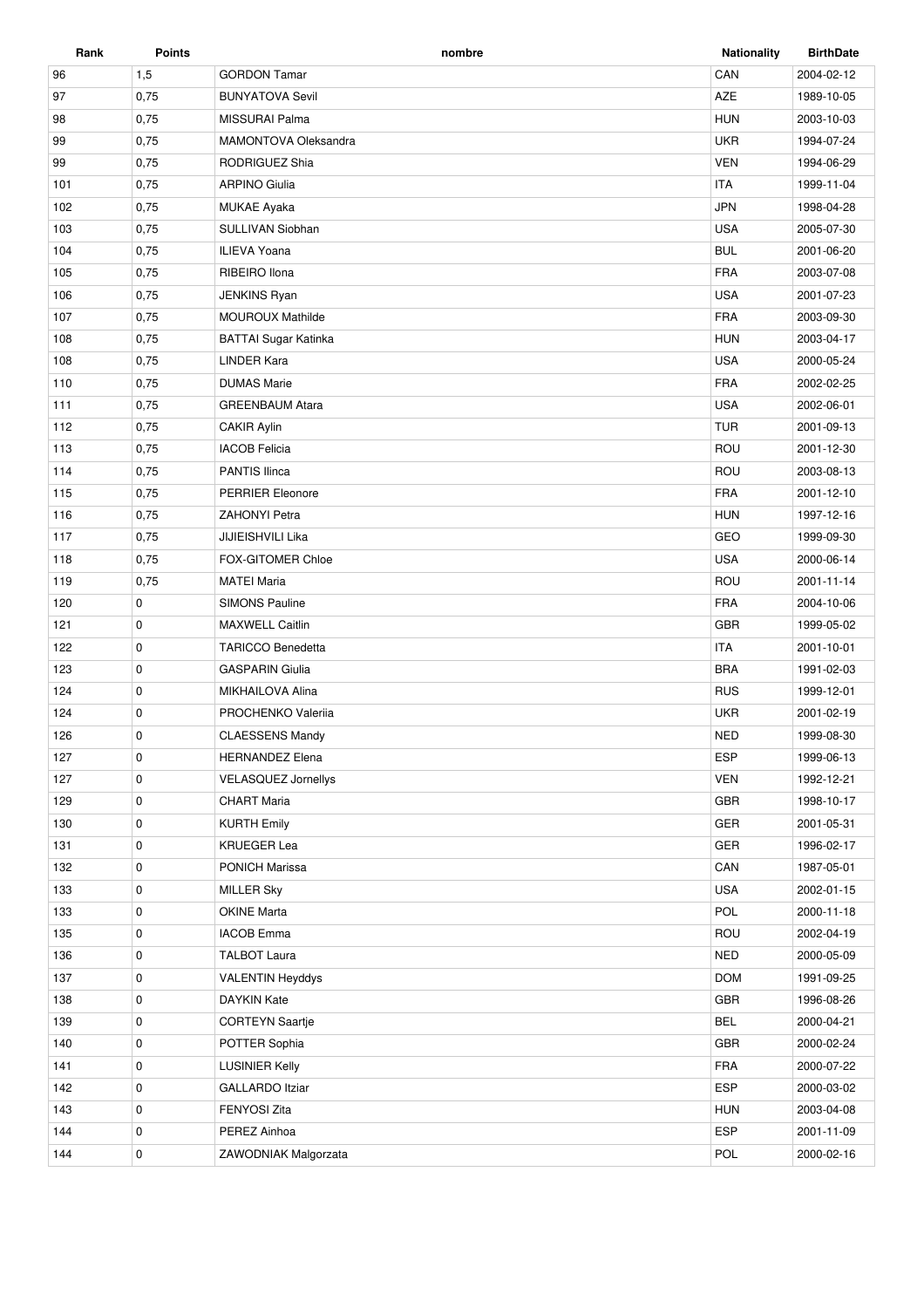| Rank | Points | nombre | Nationality | BirthDate |
|---|---|---|---|---|
| 96 | 1,5 | GORDON Tamar | CAN | 2004-02-12 |
| 97 | 0,75 | BUNYATOVA Sevil | AZE | 1989-10-05 |
| 98 | 0,75 | MISSURAI Palma | HUN | 2003-10-03 |
| 99 | 0,75 | MAMONTOVA Oleksandra | UKR | 1994-07-24 |
| 99 | 0,75 | RODRIGUEZ Shia | VEN | 1994-06-29 |
| 101 | 0,75 | ARPINO Giulia | ITA | 1999-11-04 |
| 102 | 0,75 | MUKAE Ayaka | JPN | 1998-04-28 |
| 103 | 0,75 | SULLIVAN Siobhan | USA | 2005-07-30 |
| 104 | 0,75 | ILIEVA Yoana | BUL | 2001-06-20 |
| 105 | 0,75 | RIBEIRO Ilona | FRA | 2003-07-08 |
| 106 | 0,75 | JENKINS Ryan | USA | 2001-07-23 |
| 107 | 0,75 | MOUROUX Mathilde | FRA | 2003-09-30 |
| 108 | 0,75 | BATTAI Sugar Katinka | HUN | 2003-04-17 |
| 108 | 0,75 | LINDER Kara | USA | 2000-05-24 |
| 110 | 0,75 | DUMAS Marie | FRA | 2002-02-25 |
| 111 | 0,75 | GREENBAUM Atara | USA | 2002-06-01 |
| 112 | 0,75 | CAKIR Aylin | TUR | 2001-09-13 |
| 113 | 0,75 | IACOB Felicia | ROU | 2001-12-30 |
| 114 | 0,75 | PANTIS Ilinca | ROU | 2003-08-13 |
| 115 | 0,75 | PERRIER Eleonore | FRA | 2001-12-10 |
| 116 | 0,75 | ZAHONYI Petra | HUN | 1997-12-16 |
| 117 | 0,75 | JIJIEISHVILI Lika | GEO | 1999-09-30 |
| 118 | 0,75 | FOX-GITOMER Chloe | USA | 2000-06-14 |
| 119 | 0,75 | MATEI Maria | ROU | 2001-11-14 |
| 120 | 0 | SIMONS Pauline | FRA | 2004-10-06 |
| 121 | 0 | MAXWELL Caitlin | GBR | 1999-05-02 |
| 122 | 0 | TARICCO Benedetta | ITA | 2001-10-01 |
| 123 | 0 | GASPARIN Giulia | BRA | 1991-02-03 |
| 124 | 0 | MIKHAILOVA Alina | RUS | 1999-12-01 |
| 124 | 0 | PROCHENKO Valeriia | UKR | 2001-02-19 |
| 126 | 0 | CLAESSENS Mandy | NED | 1999-08-30 |
| 127 | 0 | HERNANDEZ Elena | ESP | 1999-06-13 |
| 127 | 0 | VELASQUEZ Jornellys | VEN | 1992-12-21 |
| 129 | 0 | CHART Maria | GBR | 1998-10-17 |
| 130 | 0 | KURTH Emily | GER | 2001-05-31 |
| 131 | 0 | KRUEGER Lea | GER | 1996-02-17 |
| 132 | 0 | PONICH Marissa | CAN | 1987-05-01 |
| 133 | 0 | MILLER Sky | USA | 2002-01-15 |
| 133 | 0 | OKINE Marta | POL | 2000-11-18 |
| 135 | 0 | IACOB Emma | ROU | 2002-04-19 |
| 136 | 0 | TALBOT Laura | NED | 2000-05-09 |
| 137 | 0 | VALENTIN Heyddys | DOM | 1991-09-25 |
| 138 | 0 | DAYKIN Kate | GBR | 1996-08-26 |
| 139 | 0 | CORTEYN Saartje | BEL | 2000-04-21 |
| 140 | 0 | POTTER Sophia | GBR | 2000-02-24 |
| 141 | 0 | LUSINIER Kelly | FRA | 2000-07-22 |
| 142 | 0 | GALLARDO Itziar | ESP | 2000-03-02 |
| 143 | 0 | FENYOSI Zita | HUN | 2003-04-08 |
| 144 | 0 | PEREZ Ainhoa | ESP | 2001-11-09 |
| 144 | 0 | ZAWODNIAK Malgorzata | POL | 2000-02-16 |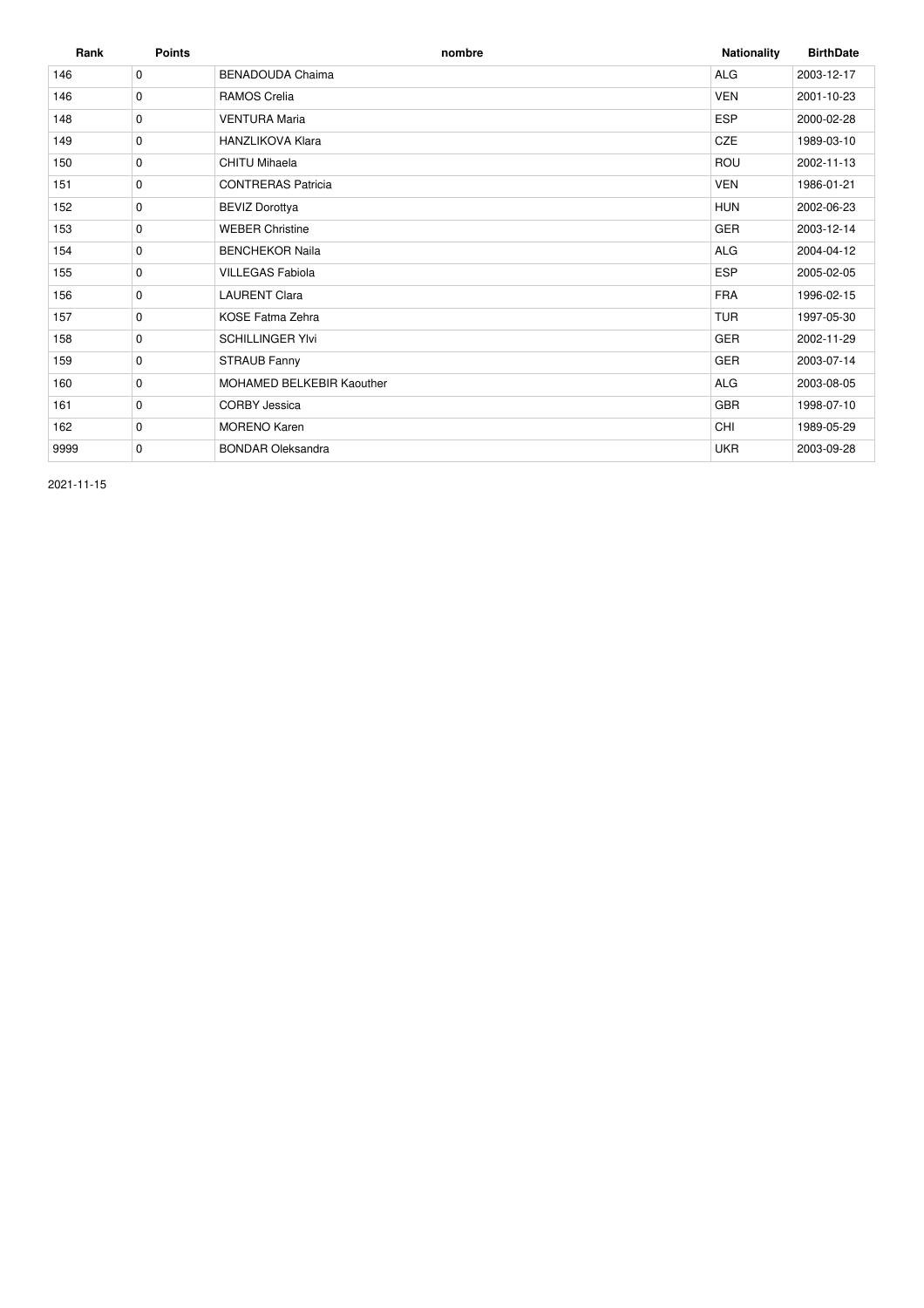| Rank | Points | nombre | Nationality | BirthDate |
| --- | --- | --- | --- | --- |
| 146 | 0 | BENADOUDA Chaima | ALG | 2003-12-17 |
| 146 | 0 | RAMOS Crelia | VEN | 2001-10-23 |
| 148 | 0 | VENTURA Maria | ESP | 2000-02-28 |
| 149 | 0 | HANZLIKOVA Klara | CZE | 1989-03-10 |
| 150 | 0 | CHITU Mihaela | ROU | 2002-11-13 |
| 151 | 0 | CONTRERAS Patricia | VEN | 1986-01-21 |
| 152 | 0 | BEVIZ Dorottya | HUN | 2002-06-23 |
| 153 | 0 | WEBER Christine | GER | 2003-12-14 |
| 154 | 0 | BENCHEKOR Naila | ALG | 2004-04-12 |
| 155 | 0 | VILLEGAS Fabiola | ESP | 2005-02-05 |
| 156 | 0 | LAURENT Clara | FRA | 1996-02-15 |
| 157 | 0 | KOSE Fatma Zehra | TUR | 1997-05-30 |
| 158 | 0 | SCHILLINGER Ylvi | GER | 2002-11-29 |
| 159 | 0 | STRAUB Fanny | GER | 2003-07-14 |
| 160 | 0 | MOHAMED BELKEBIR Kaouther | ALG | 2003-08-05 |
| 161 | 0 | CORBY Jessica | GBR | 1998-07-10 |
| 162 | 0 | MORENO Karen | CHI | 1989-05-29 |
| 9999 | 0 | BONDAR Oleksandra | UKR | 2003-09-28 |

2021-11-15